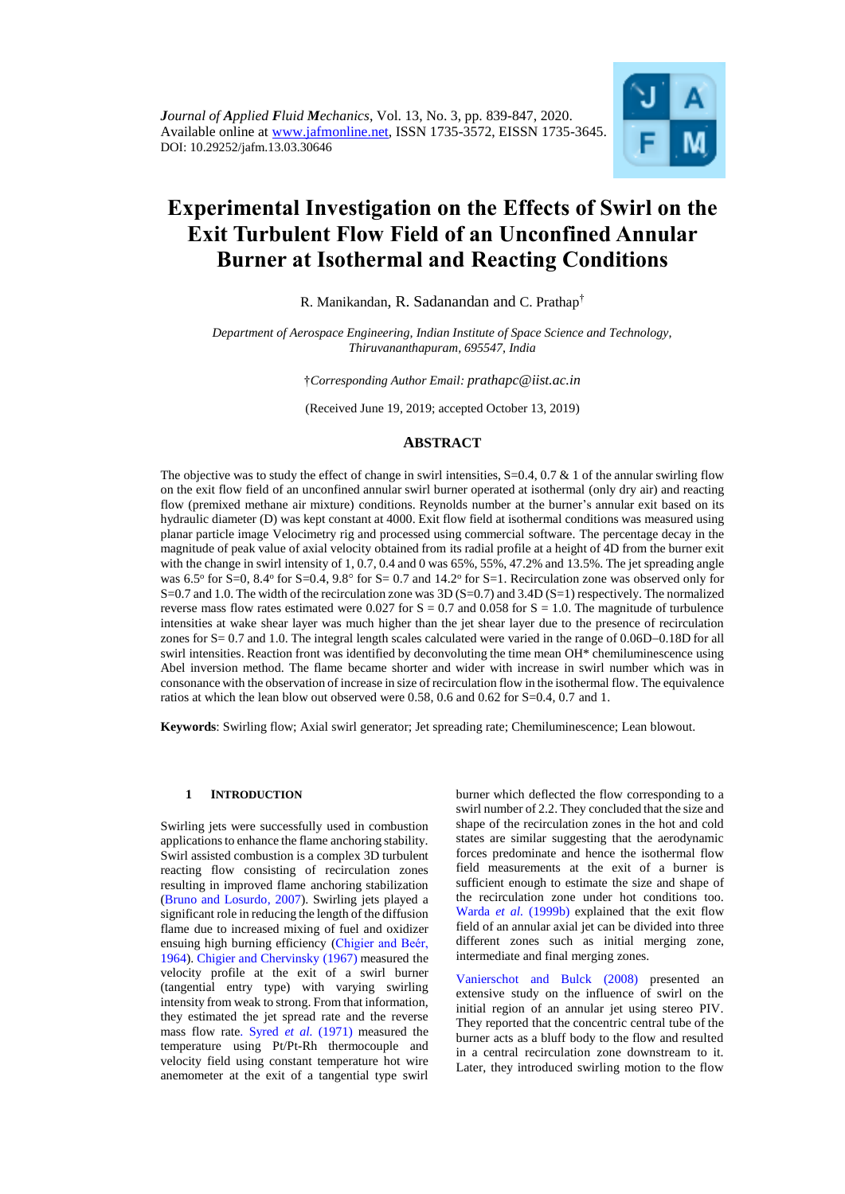*Journal of Applied Fluid Mechanics*, Vol. 13, No. 3, pp. 839-847, 2020.
Available online at www.jafmonline.net, ISSN 1735-3572, EISSN 1735-3645.
DOI: 10.29252/jafm.13.03.30646

# Experimental Investigation on the Effects of Swirl on the Exit Turbulent Flow Field of an Unconfined Annular Burner at Isothermal and Reacting Conditions

R. Manikandan, R. Sadanandan and C. Prathap[†]

*Department of Aerospace Engineering, Indian Institute of Space Science and Technology, Thiruvananthapuram, 695547, India*

†*Corresponding Author Email: prathapc@iist.ac.in*

(Received June 19, 2019; accepted October 13, 2019)

## ABSTRACT

The objective was to study the effect of change in swirl intensities, S=0.4, 0.7 & 1 of the annular swirling flow on the exit flow field of an unconfined annular swirl burner operated at isothermal (only dry air) and reacting flow (premixed methane air mixture) conditions. Reynolds number at the burner's annular exit based on its hydraulic diameter (D) was kept constant at 4000. Exit flow field at isothermal conditions was measured using planar particle image Velocimetry rig and processed using commercial software. The percentage decay in the magnitude of peak value of axial velocity obtained from its radial profile at a height of 4D from the burner exit with the change in swirl intensity of 1, 0.7, 0.4 and 0 was 65%, 55%, 47.2% and 13.5%. The jet spreading angle was 6.5° for S=0, 8.4° for S=0.4, 9.8° for S= 0.7 and 14.2° for S=1. Recirculation zone was observed only for S=0.7 and 1.0. The width of the recirculation zone was 3D (S=0.7) and 3.4D (S=1) respectively. The normalized reverse mass flow rates estimated were 0.027 for S = 0.7 and 0.058 for S = 1.0. The magnitude of turbulence intensities at wake shear layer was much higher than the jet shear layer due to the presence of recirculation zones for S= 0.7 and 1.0. The integral length scales calculated were varied in the range of 0.06D–0.18D for all swirl intensities. Reaction front was identified by deconvoluting the time mean OH* chemiluminescence using Abel inversion method. The flame became shorter and wider with increase in swirl number which was in consonance with the observation of increase in size of recirculation flow in the isothermal flow. The equivalence ratios at which the lean blow out observed were 0.58, 0.6 and 0.62 for S=0.4, 0.7 and 1.

**Keywords**: Swirling flow; Axial swirl generator; Jet spreading rate; Chemiluminescence; Lean blowout.

## 1 INTRODUCTION

Swirling jets were successfully used in combustion applications to enhance the flame anchoring stability. Swirl assisted combustion is a complex 3D turbulent reacting flow consisting of recirculation zones resulting in improved flame anchoring stabilization (Bruno and Losurdo, 2007). Swirling jets played a significant role in reducing the length of the diffusion flame due to increased mixing of fuel and oxidizer ensuing high burning efficiency (Chigier and Beér, 1964). Chigier and Chervinsky (1967) measured the velocity profile at the exit of a swirl burner (tangential entry type) with varying swirling intensity from weak to strong. From that information, they estimated the jet spread rate and the reverse mass flow rate. Syred *et al.* (1971) measured the temperature using Pt/Pt-Rh thermocouple and velocity field using constant temperature hot wire anemometer at the exit of a tangential type swirl burner which deflected the flow corresponding to a swirl number of 2.2. They concluded that the size and shape of the recirculation zones in the hot and cold states are similar suggesting that the aerodynamic forces predominate and hence the isothermal flow field measurements at the exit of a burner is sufficient enough to estimate the size and shape of the recirculation zone under hot conditions too. Warda *et al.* (1999b) explained that the exit flow field of an annular axial jet can be divided into three different zones such as initial merging zone, intermediate and final merging zones.

Vanierschot and Bulck (2008) presented an extensive study on the influence of swirl on the initial region of an annular jet using stereo PIV. They reported that the concentric central tube of the burner acts as a bluff body to the flow and resulted in a central recirculation zone downstream to it. Later, they introduced swirling motion to the flow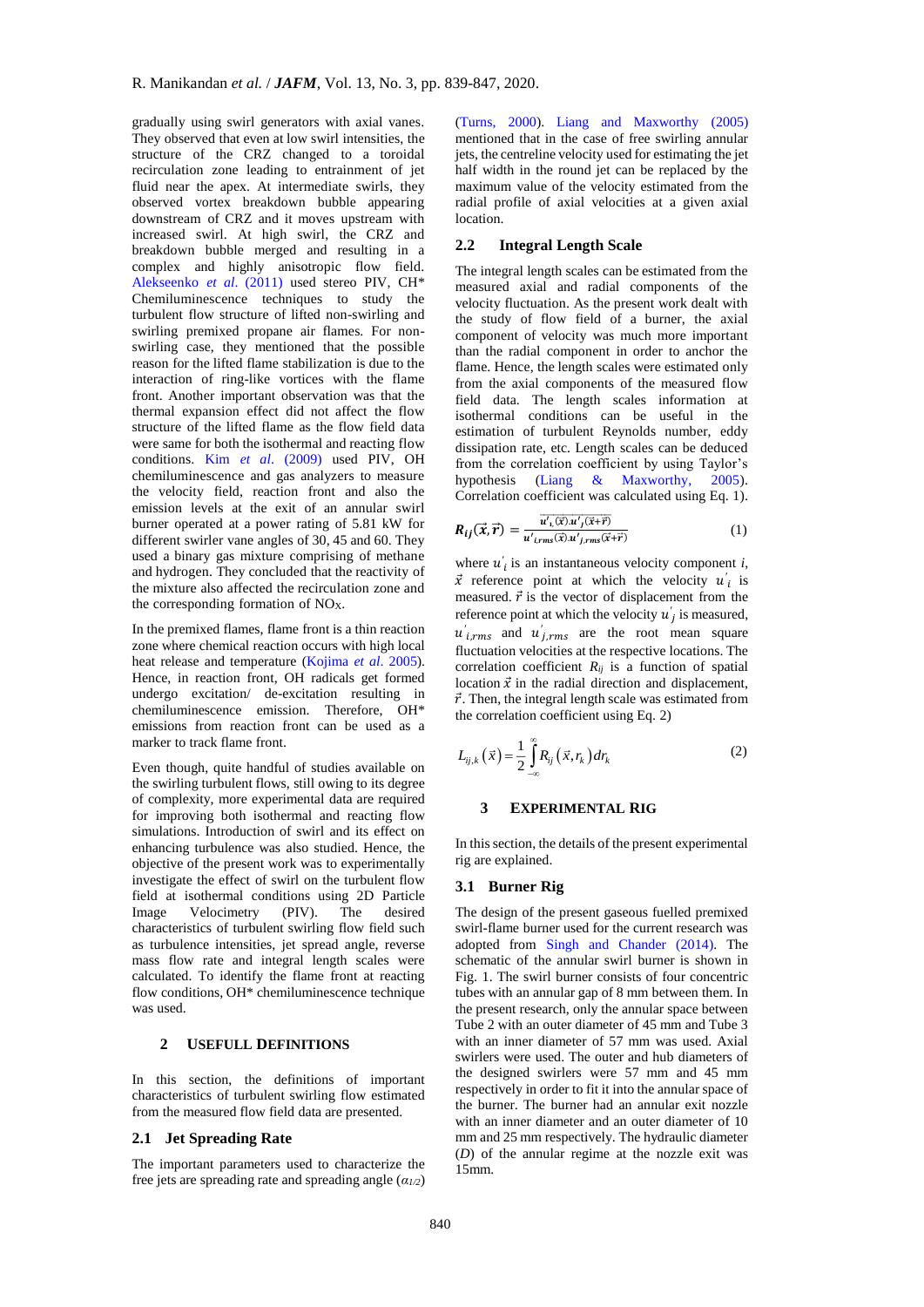gradually using swirl generators with axial vanes. They observed that even at low swirl intensities, the structure of the CRZ changed to a toroidal recirculation zone leading to entrainment of jet fluid near the apex. At intermediate swirls, they observed vortex breakdown bubble appearing downstream of CRZ and it moves upstream with increased swirl. At high swirl, the CRZ and breakdown bubble merged and resulting in a complex and highly anisotropic flow field. Alekseenko *et al*. (2011) used stereo PIV, CH* Chemiluminescence techniques to study the turbulent flow structure of lifted non-swirling and swirling premixed propane air flames. For non-swirling case, they mentioned that the possible reason for the lifted flame stabilization is due to the interaction of ring-like vortices with the flame front. Another important observation was that the thermal expansion effect did not affect the flow structure of the lifted flame as the flow field data were same for both the isothermal and reacting flow conditions. Kim *et al*. (2009) used PIV, OH chemiluminescence and gas analyzers to measure the velocity field, reaction front and also the emission levels at the exit of an annular swirl burner operated at a power rating of 5.81 kW for different swirler vane angles of 30, 45 and 60. They used a binary gas mixture comprising of methane and hydrogen. They concluded that the reactivity of the mixture also affected the recirculation zone and the corresponding formation of $NO_X$.

In the premixed flames, flame front is a thin reaction zone where chemical reaction occurs with high local heat release and temperature (Kojima *et al*. 2005). Hence, in reaction front, OH radicals get formed undergo excitation/ de-excitation resulting in chemiluminescence emission. Therefore, OH* emissions from reaction front can be used as a marker to track flame front.

Even though, quite handful of studies available on the swirling turbulent flows, still owing to its degree of complexity, more experimental data are required for improving both isothermal and reacting flow simulations. Introduction of swirl and its effect on enhancing turbulence was also studied. Hence, the objective of the present work was to experimentally investigate the effect of swirl on the turbulent flow field at isothermal conditions using 2D Particle Image Velocimetry (PIV). The desired characteristics of turbulent swirling flow field such as turbulence intensities, jet spread angle, reverse mass flow rate and integral length scales were calculated. To identify the flame front at reacting flow conditions, OH* chemiluminescence technique was used.

## 2 USEFULL DEFINITIONS

In this section, the definitions of important characteristics of turbulent swirling flow estimated from the measured flow field data are presented.

### 2.1 Jet Spreading Rate

The important parameters used to characterize the free jets are spreading rate and spreading angle ($\alpha_{1/2}$) (Turns, 2000). Liang and Maxworthy (2005) mentioned that in the case of free swirling annular jets, the centreline velocity used for estimating the jet half width in the round jet can be replaced by the maximum value of the velocity estimated from the radial profile of axial velocities at a given axial location.

### 2.2 Integral Length Scale

The integral length scales can be estimated from the measured axial and radial components of the velocity fluctuation. As the present work dealt with the study of flow field of a burner, the axial component of velocity was much more important than the radial component in order to anchor the flame. Hence, the length scales were estimated only from the axial components of the measured flow field data. The length scales information at isothermal conditions can be useful in the estimation of turbulent Reynolds number, eddy dissipation rate, etc. Length scales can be deduced from the correlation coefficient by using Taylor's hypothesis (Liang & Maxworthy, 2005). Correlation coefficient was calculated using Eq. 1).

$$\boldsymbol{R_{ij}(\vec{x},\vec{r})} = \frac{\overline{u'_i(\vec{x}).u'_j(\vec{x}+\vec{r})}}{u'_{i,rms}(\vec{x}).u'_{j,rms}(\vec{x}+\vec{r})} \tag{1}$$

where $u'_i$ is an instantaneous velocity component $i$, $\vec{x}$ reference point at which the velocity $u'_i$ is measured. $\vec{r}$ is the vector of displacement from the reference point at which the velocity $u'_j$ is measured, $u'_{i,rms}$ and $u'_{j,rms}$ are the root mean square fluctuation velocities at the respective locations. The correlation coefficient $R_{ij}$ is a function of spatial location $\vec{x}$ in the radial direction and displacement, $\vec{r}$. Then, the integral length scale was estimated from the correlation coefficient using Eq. 2)

$$L_{ij,k}\left(\vec{x}\right) = \frac{1}{2}\int_{-\infty}^{\infty} R_{ij}\left(\vec{x}, r_k\right) dr_k \tag{2}$$

## 3 EXPERIMENTAL RIG

In this section, the details of the present experimental rig are explained.

### 3.1 Burner Rig

The design of the present gaseous fuelled premixed swirl-flame burner used for the current research was adopted from Singh and Chander (2014). The schematic of the annular swirl burner is shown in Fig. 1. The swirl burner consists of four concentric tubes with an annular gap of 8 mm between them. In the present research, only the annular space between Tube 2 with an outer diameter of 45 mm and Tube 3 with an inner diameter of 57 mm was used. Axial swirlers were used. The outer and hub diameters of the designed swirlers were 57 mm and 45 mm respectively in order to fit it into the annular space of the burner. The burner had an annular exit nozzle with an inner diameter and an outer diameter of 10 mm and 25 mm respectively. The hydraulic diameter ($D$) of the annular regime at the nozzle exit was 15mm.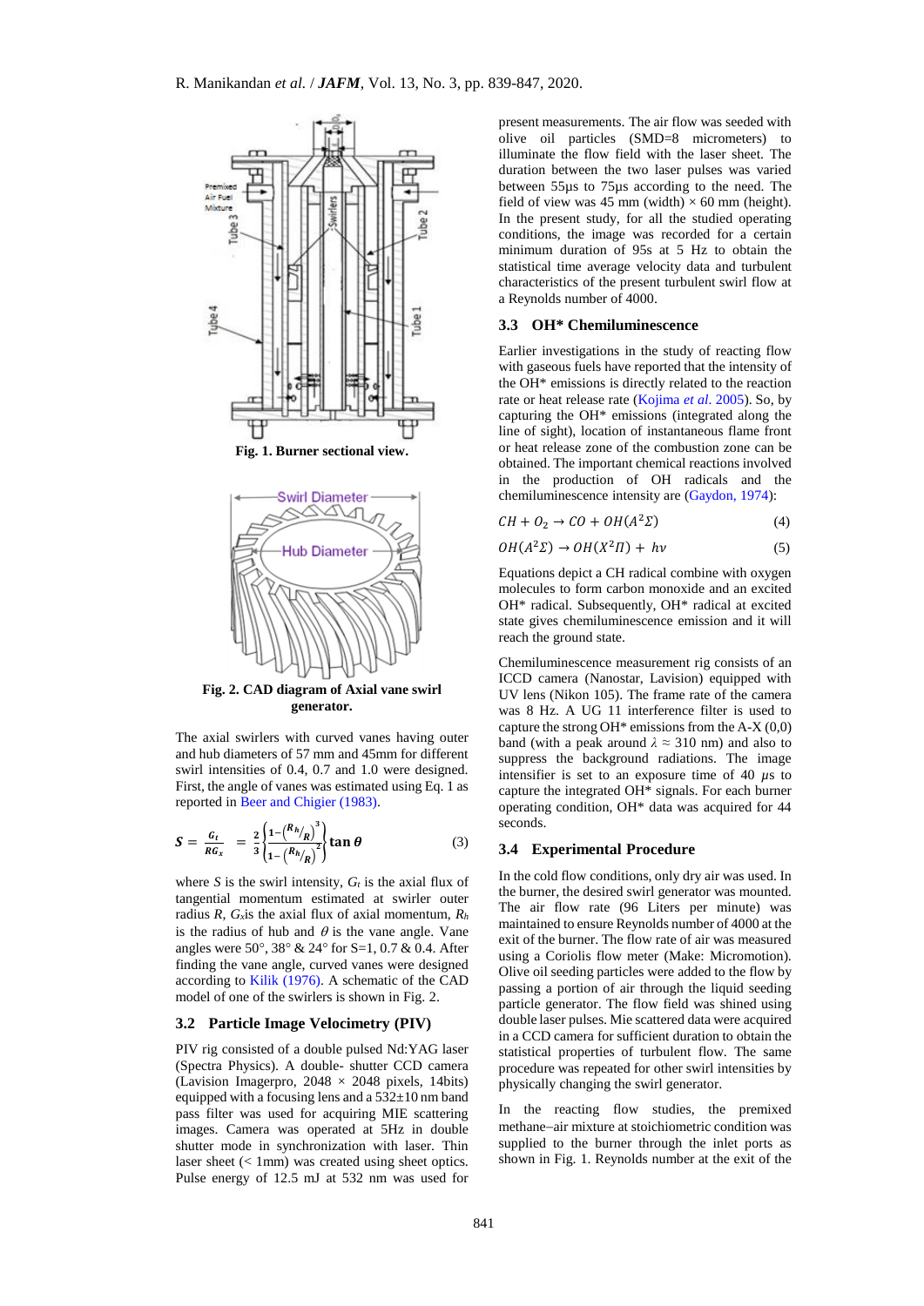Fig. 1. Burner sectional view.

Fig. 2. CAD diagram of Axial vane swirl generator.

The axial swirlers with curved vanes having outer and hub diameters of 57 mm and 45mm for different swirl intensities of 0.4, 0.7 and 1.0 were designed. First, the angle of vanes was estimated using Eq. 1 as reported in Beer and Chigier (1983).

$$S = \frac{G_t}{RG_x} = \frac{2}{3}\left\{\frac{1-\left(R_h/_R\right)^3}{1-\left(R_h/_R\right)^2}\right\}\tan\theta \qquad (3)$$

where $S$ is the swirl intensity, $G_t$ is the axial flux of tangential momentum estimated at swirler outer radius $R$, $G_x$is the axial flux of axial momentum, $R_h$ is the radius of hub and $\theta$ is the vane angle. Vane angles were 50°, 38° & 24° for S=1, 0.7 & 0.4. After finding the vane angle, curved vanes were designed according to Kilik (1976). A schematic of the CAD model of one of the swirlers is shown in Fig. 2.

### 3.2 Particle Image Velocimetry (PIV)

PIV rig consisted of a double pulsed Nd:YAG laser (Spectra Physics). A double- shutter CCD camera (Lavision Imagerpro, 2048 × 2048 pixels, 14bits) equipped with a focusing lens and a 532±10 nm band pass filter was used for acquiring MIE scattering images. Camera was operated at 5Hz in double shutter mode in synchronization with laser. Thin laser sheet (< 1mm) was created using sheet optics. Pulse energy of 12.5 mJ at 532 nm was used for present measurements. The air flow was seeded with olive oil particles (SMD=8 micrometers) to illuminate the flow field with the laser sheet. The duration between the two laser pulses was varied between 55µs to 75µs according to the need. The field of view was 45 mm (width) × 60 mm (height). In the present study, for all the studied operating conditions, the image was recorded for a certain minimum duration of 95s at 5 Hz to obtain the statistical time average velocity data and turbulent characteristics of the present turbulent swirl flow at a Reynolds number of 4000.

### 3.3 OH* Chemiluminescence

Earlier investigations in the study of reacting flow with gaseous fuels have reported that the intensity of the OH* emissions is directly related to the reaction rate or heat release rate (Kojima *et al*. 2005). So, by capturing the OH* emissions (integrated along the line of sight), location of instantaneous flame front or heat release zone of the combustion zone can be obtained. The important chemical reactions involved in the production of OH radicals and the chemiluminescence intensity are (Gaydon, 1974):

$$CH + O_2 \rightarrow CO + OH(A^2\Sigma) \qquad (4)$$

$$OH(A^2\Sigma) \rightarrow OH(X^2\Pi) + h\nu \qquad (5)$$

Equations depict a CH radical combine with oxygen molecules to form carbon monoxide and an excited OH* radical. Subsequently, OH* radical at excited state gives chemiluminescence emission and it will reach the ground state.

Chemiluminescence measurement rig consists of an ICCD camera (Nanostar, Lavision) equipped with UV lens (Nikon 105). The frame rate of the camera was 8 Hz. A UG 11 interference filter is used to capture the strong OH* emissions from the A-X (0,0) band (with a peak around $\lambda \approx 310$ nm) and also to suppress the background radiations. The image intensifier is set to an exposure time of 40 $\mu$s to capture the integrated OH* signals. For each burner operating condition, OH* data was acquired for 44 seconds.

### 3.4 Experimental Procedure

In the cold flow conditions, only dry air was used. In the burner, the desired swirl generator was mounted. The air flow rate (96 Liters per minute) was maintained to ensure Reynolds number of 4000 at the exit of the burner. The flow rate of air was measured using a Coriolis flow meter (Make: Micromotion). Olive oil seeding particles were added to the flow by passing a portion of air through the liquid seeding particle generator. The flow field was shined using double laser pulses. Mie scattered data were acquired in a CCD camera for sufficient duration to obtain the statistical properties of turbulent flow. The same procedure was repeated for other swirl intensities by physically changing the swirl generator.

In the reacting flow studies, the premixed methane–air mixture at stoichiometric condition was supplied to the burner through the inlet ports as shown in Fig. 1. Reynolds number at the exit of the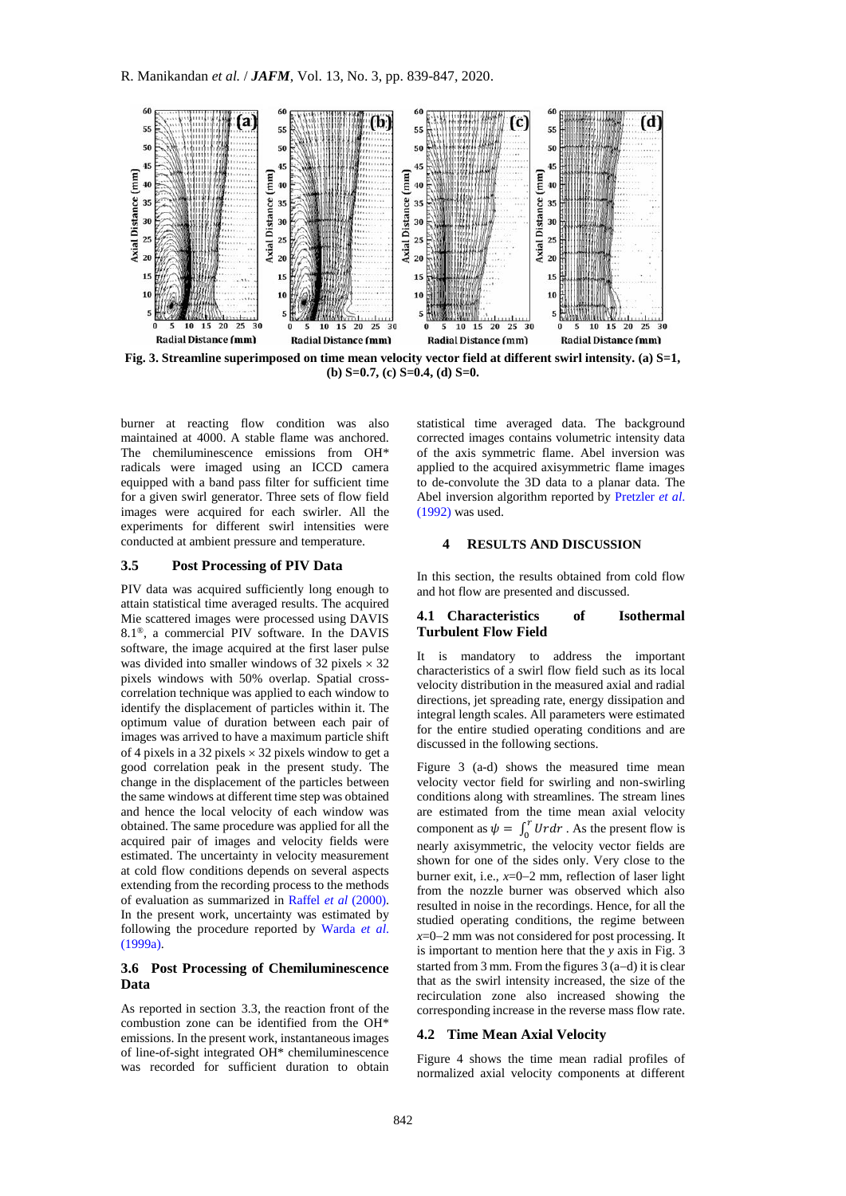Fig. 3. Streamline superimposed on time mean velocity vector field at different swirl intensity. (a) S=1, (b) S=0.7, (c) S=0.4, (d) S=0.

burner at reacting flow condition was also maintained at 4000. A stable flame was anchored. The chemiluminescence emissions from OH* radicals were imaged using an ICCD camera equipped with a band pass filter for sufficient time for a given swirl generator. Three sets of flow field images were acquired for each swirler. All the experiments for different swirl intensities were conducted at ambient pressure and temperature.

### 3.5 Post Processing of PIV Data

PIV data was acquired sufficiently long enough to attain statistical time averaged results. The acquired Mie scattered images were processed using DAVIS 8.1®, a commercial PIV software. In the DAVIS software, the image acquired at the first laser pulse was divided into smaller windows of 32 pixels × 32 pixels windows with 50% overlap. Spatial cross-correlation technique was applied to each window to identify the displacement of particles within it. The optimum value of duration between each pair of images was arrived to have a maximum particle shift of 4 pixels in a 32 pixels × 32 pixels window to get a good correlation peak in the present study. The change in the displacement of the particles between the same windows at different time step was obtained and hence the local velocity of each window was obtained. The same procedure was applied for all the acquired pair of images and velocity fields were estimated. The uncertainty in velocity measurement at cold flow conditions depends on several aspects extending from the recording process to the methods of evaluation as summarized in Raffel *et al* (2000). In the present work, uncertainty was estimated by following the procedure reported by Warda *et al.* (1999a).

### 3.6 Post Processing of Chemiluminescence Data

As reported in section 3.3, the reaction front of the combustion zone can be identified from the OH* emissions. In the present work, instantaneous images of line-of-sight integrated OH* chemiluminescence was recorded for sufficient duration to obtain statistical time averaged data. The background corrected images contains volumetric intensity data of the axis symmetric flame. Abel inversion was applied to the acquired axisymmetric flame images to de-convolute the 3D data to a planar data. The Abel inversion algorithm reported by Pretzler *et al.* (1992) was used.

## 4 RESULTS AND DISCUSSION

In this section, the results obtained from cold flow and hot flow are presented and discussed.

### 4.1 Characteristics of Isothermal Turbulent Flow Field

It is mandatory to address the important characteristics of a swirl flow field such as its local velocity distribution in the measured axial and radial directions, jet spreading rate, energy dissipation and integral length scales. All parameters were estimated for the entire studied operating conditions and are discussed in the following sections.

Figure 3 (a-d) shows the measured time mean velocity vector field for swirling and non-swirling conditions along with streamlines. The stream lines are estimated from the time mean axial velocity component as $\psi = \int_0^r Urdr$ . As the present flow is nearly axisymmetric, the velocity vector fields are shown for one of the sides only. Very close to the burner exit, i.e., $x$=0−2 mm, reflection of laser light from the nozzle burner was observed which also resulted in noise in the recordings. Hence, for all the studied operating conditions, the regime between $x$=0−2 mm was not considered for post processing. It is important to mention here that the $y$ axis in Fig. 3 started from 3 mm. From the figures 3 (a−d) it is clear that as the swirl intensity increased, the size of the recirculation zone also increased showing the corresponding increase in the reverse mass flow rate.

### 4.2 Time Mean Axial Velocity

Figure 4 shows the time mean radial profiles of normalized axial velocity components at different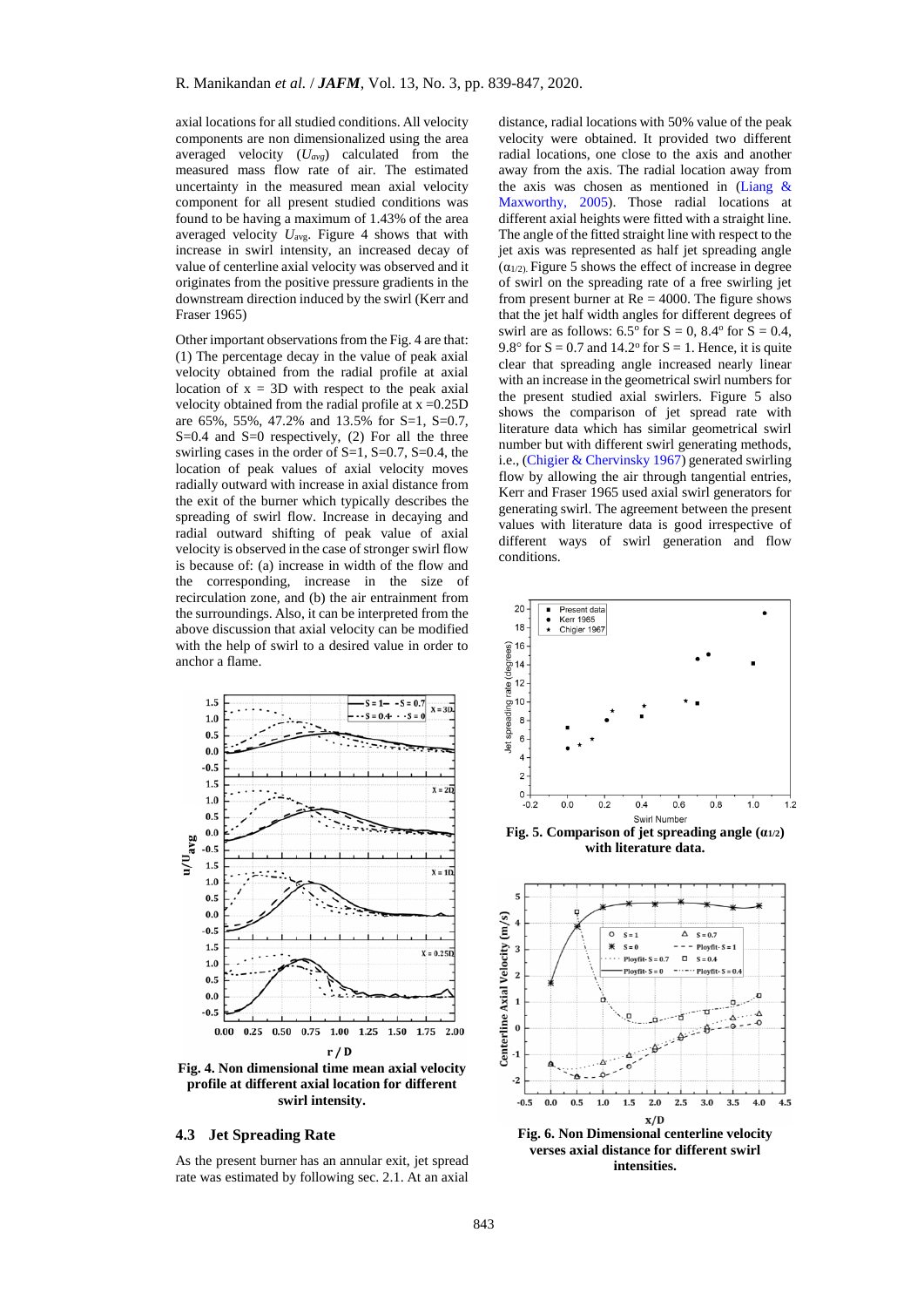axial locations for all studied conditions. All velocity components are non dimensionalized using the area averaged velocity ($U_{avg}$) calculated from the measured mass flow rate of air. The estimated uncertainty in the measured mean axial velocity component for all present studied conditions was found to be having a maximum of 1.43% of the area averaged velocity $U_{avg}$. Figure 4 shows that with increase in swirl intensity, an increased decay of value of centerline axial velocity was observed and it originates from the positive pressure gradients in the downstream direction induced by the swirl (Kerr and Fraser 1965)

Other important observations from the Fig. 4 are that: (1) The percentage decay in the value of peak axial velocity obtained from the radial profile at axial location of x = 3D with respect to the peak axial velocity obtained from the radial profile at x =0.25D are 65%, 55%, 47.2% and 13.5% for S=1, S=0.7, S=0.4 and S=0 respectively, (2) For all the three swirling cases in the order of S=1, S=0.7, S=0.4, the location of peak values of axial velocity moves radially outward with increase in axial distance from the exit of the burner which typically describes the spreading of swirl flow. Increase in decaying and radial outward shifting of peak value of axial velocity is observed in the case of stronger swirl flow is because of: (a) increase in width of the flow and the corresponding, increase in the size of recirculation zone, and (b) the air entrainment from the surroundings. Also, it can be interpreted from the above discussion that axial velocity can be modified with the help of swirl to a desired value in order to anchor a flame.

**Fig. 4. Non dimensional time mean axial velocity profile at different axial location for different swirl intensity.**

### 4.3 Jet Spreading Rate

As the present burner has an annular exit, jet spread rate was estimated by following sec. 2.1. At an axial distance, radial locations with 50% value of the peak velocity were obtained. It provided two different radial locations, one close to the axis and another away from the axis. The radial location away from the axis was chosen as mentioned in (Liang & Maxworthy, 2005). Those radial locations at different axial heights were fitted with a straight line. The angle of the fitted straight line with respect to the jet axis was represented as half jet spreading angle ($\alpha_{1/2}$). Figure 5 shows the effect of increase in degree of swirl on the spreading rate of a free swirling jet from present burner at Re = 4000. The figure shows that the jet half width angles for different degrees of swirl are as follows: 6.5° for S = 0, 8.4° for S = 0.4, 9.8° for S = 0.7 and 14.2° for S = 1. Hence, it is quite clear that spreading angle increased nearly linear with an increase in the geometrical swirl numbers for the present studied axial swirlers. Figure 5 also shows the comparison of jet spread rate with literature data which has similar geometrical swirl number but with different swirl generating methods, i.e., (Chigier & Chervinsky 1967) generated swirling flow by allowing the air through tangential entries, Kerr and Fraser 1965 used axial swirl generators for generating swirl. The agreement between the present values with literature data is good irrespective of different ways of swirl generation and flow conditions.

**Fig. 5. Comparison of jet spreading angle ($\alpha_{1/2}$) with literature data.**

**Fig. 6. Non Dimensional centerline velocity verses axial distance for different swirl intensities.**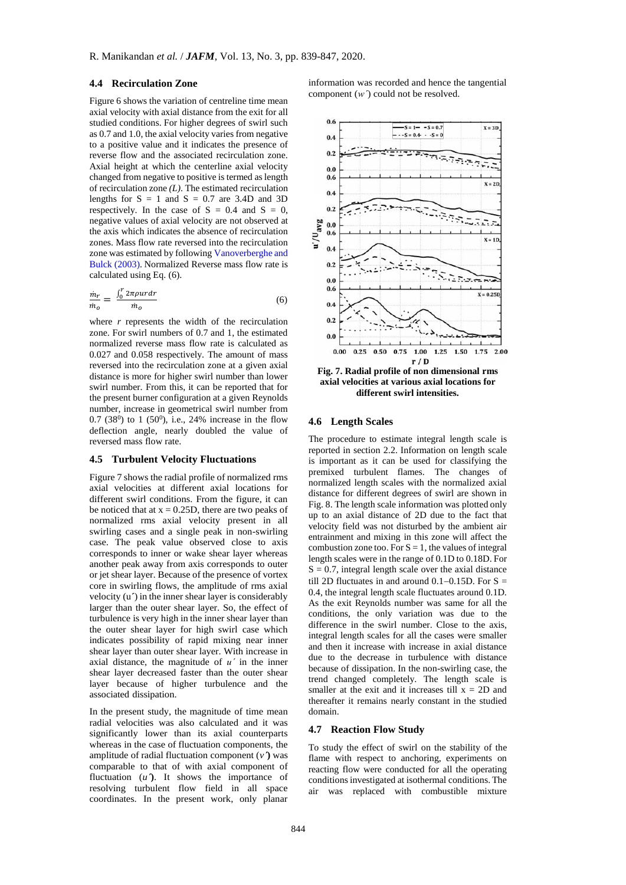### 4.4 Recirculation Zone

Figure 6 shows the variation of centreline time mean axial velocity with axial distance from the exit for all studied conditions. For higher degrees of swirl such as 0.7 and 1.0, the axial velocity varies from negative to a positive value and it indicates the presence of reverse flow and the associated recirculation zone. Axial height at which the centerline axial velocity changed from negative to positive is termed as length of recirculation zone *(L)*. The estimated recirculation lengths for S = 1 and S = 0.7 are 3.4D and 3D respectively. In the case of S = 0.4 and S = 0, negative values of axial velocity are not observed at the axis which indicates the absence of recirculation zones. Mass flow rate reversed into the recirculation zone was estimated by following Vanoverberghe and Bulck (2003). Normalized Reverse mass flow rate is calculated using Eq. (6).

$$\frac{\dot{m}_r}{\dot{m}_o} = \frac{\int_0^r 2\pi\rho u r dr}{\dot{m}_o} \tag{6}$$

where $r$ represents the width of the recirculation zone. For swirl numbers of 0.7 and 1, the estimated normalized reverse mass flow rate is calculated as 0.027 and 0.058 respectively. The amount of mass reversed into the recirculation zone at a given axial distance is more for higher swirl number than lower swirl number. From this, it can be reported that for the present burner configuration at a given Reynolds number, increase in geometrical swirl number from 0.7 ($38^0$) to 1 ($50^0$), i.e., 24% increase in the flow deflection angle, nearly doubled the value of reversed mass flow rate.

### 4.5 Turbulent Velocity Fluctuations

Figure 7 shows the radial profile of normalized rms axial velocities at different axial locations for different swirl conditions. From the figure, it can be noticed that at x = 0.25D, there are two peaks of normalized rms axial velocity present in all swirling cases and a single peak in non-swirling case. The peak value observed close to axis corresponds to inner or wake shear layer whereas another peak away from axis corresponds to outer or jet shear layer. Because of the presence of vortex core in swirling flows, the amplitude of rms axial velocity (u′) in the inner shear layer is considerably larger than the outer shear layer. So, the effect of turbulence is very high in the inner shear layer than the outer shear layer for high swirl case which indicates possibility of rapid mixing near inner shear layer than outer shear layer. With increase in axial distance, the magnitude of $u'$ in the inner shear layer decreased faster than the outer shear layer because of higher turbulence and the associated dissipation.

In the present study, the magnitude of time mean radial velocities was also calculated and it was significantly lower than its axial counterparts whereas in the case of fluctuation components, the amplitude of radial fluctuation component ($v'$) was comparable to that of with axial component of fluctuation ($u'$). It shows the importance of resolving turbulent flow field in all space coordinates. In the present work, only planar information was recorded and hence the tangential component ($w'$) could not be resolved.

Fig. 7. Radial profile of non dimensional rms axial velocities at various axial locations for different swirl intensities.

### 4.6 Length Scales

The procedure to estimate integral length scale is reported in section 2.2. Information on length scale is important as it can be used for classifying the premixed turbulent flames. The changes of normalized length scales with the normalized axial distance for different degrees of swirl are shown in Fig. 8. The length scale information was plotted only up to an axial distance of 2D due to the fact that velocity field was not disturbed by the ambient air entrainment and mixing in this zone will affect the combustion zone too. For S = 1, the values of integral length scales were in the range of 0.1D to 0.18D. For S = 0.7, integral length scale over the axial distance till 2D fluctuates in and around 0.1–0.15D. For S = 0.4, the integral length scale fluctuates around 0.1D. As the exit Reynolds number was same for all the conditions, the only variation was due to the difference in the swirl number. Close to the axis, integral length scales for all the cases were smaller and then it increase with increase in axial distance due to the decrease in turbulence with distance because of dissipation. In the non-swirling case, the trend changed completely. The length scale is smaller at the exit and it increases till x = 2D and thereafter it remains nearly constant in the studied domain.

### 4.7 Reaction Flow Study

To study the effect of swirl on the stability of the flame with respect to anchoring, experiments on reacting flow were conducted for all the operating conditions investigated at isothermal conditions. The air was replaced with combustible mixture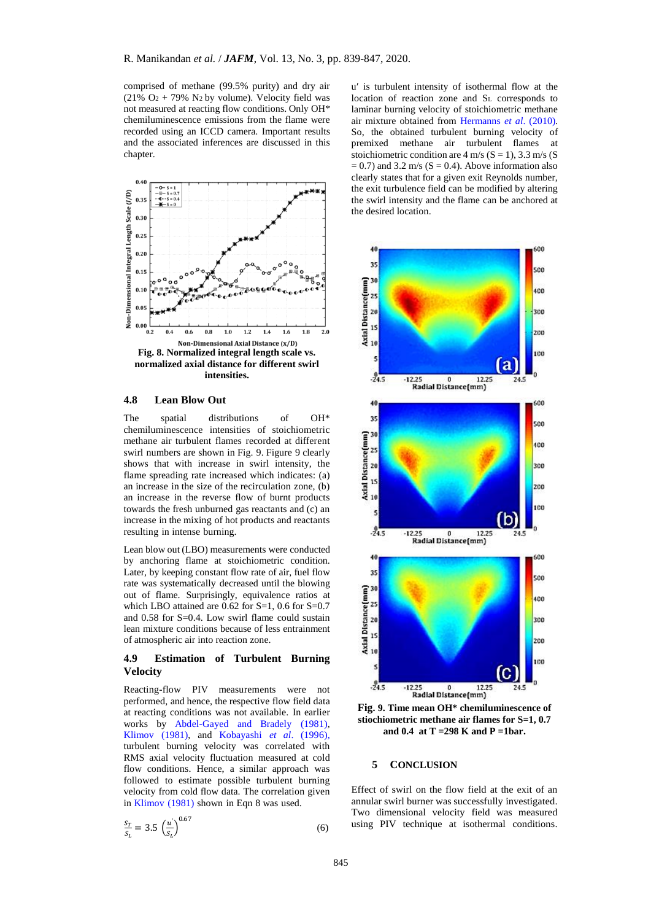comprised of methane (99.5% purity) and dry air (21% $O_2$ + 79% $N_2$ by volume). Velocity field was not measured at reacting flow conditions. Only OH* chemiluminescence emissions from the flame were recorded using an ICCD camera. Important results and the associated inferences are discussed in this chapter.

**Fig. 8. Normalized integral length scale vs. normalized axial distance for different swirl intensities.**

### 4.8 Lean Blow Out

The spatial distributions of OH* chemiluminescence intensities of stoichiometric methane air turbulent flames recorded at different swirl numbers are shown in Fig. 9. Figure 9 clearly shows that with increase in swirl intensity, the flame spreading rate increased which indicates: (a) an increase in the size of the recirculation zone, (b) an increase in the reverse flow of burnt products towards the fresh unburned gas reactants and (c) an increase in the mixing of hot products and reactants resulting in intense burning.

Lean blow out (LBO) measurements were conducted by anchoring flame at stoichiometric condition. Later, by keeping constant flow rate of air, fuel flow rate was systematically decreased until the blowing out of flame. Surprisingly, equivalence ratios at which LBO attained are 0.62 for S=1, 0.6 for S=0.7 and 0.58 for S=0.4. Low swirl flame could sustain lean mixture conditions because of less entrainment of atmospheric air into reaction zone.

### 4.9 Estimation of Turbulent Burning Velocity

Reacting-flow PIV measurements were not performed, and hence, the respective flow field data at reacting conditions was not available. In earlier works by Abdel-Gayed and Bradely (1981), Klimov (1981), and Kobayashi *et al*. (1996), turbulent burning velocity was correlated with RMS axial velocity fluctuation measured at cold flow conditions. Hence, a similar approach was followed to estimate possible turbulent burning velocity from cold flow data. The correlation given in Klimov (1981) shown in Eqn 8 was used.

$$\frac{S_T}{S_L} = 3.5\left(\frac{u'}{S_L}\right)^{0.67} \qquad (6)$$

u′ is turbulent intensity of isothermal flow at the location of reaction zone and $S_L$ corresponds to laminar burning velocity of stoichiometric methane air mixture obtained from Hermanns *et al*. (2010). So, the obtained turbulent burning velocity of premixed methane air turbulent flames at stoichiometric condition are 4 m/s (S = 1), 3.3 m/s (S = 0.7) and 3.2 m/s (S = 0.4). Above information also clearly states that for a given exit Reynolds number, the exit turbulence field can be modified by altering the swirl intensity and the flame can be anchored at the desired location.

**Fig. 9. Time mean OH* chemiluminescence of stiochiometric methane air flames for S=1, 0.7 and 0.4 at T =298 K and P =1bar.**

## 5 CONCLUSION

Effect of swirl on the flow field at the exit of an annular swirl burner was successfully investigated. Two dimensional velocity field was measured using PIV technique at isothermal conditions.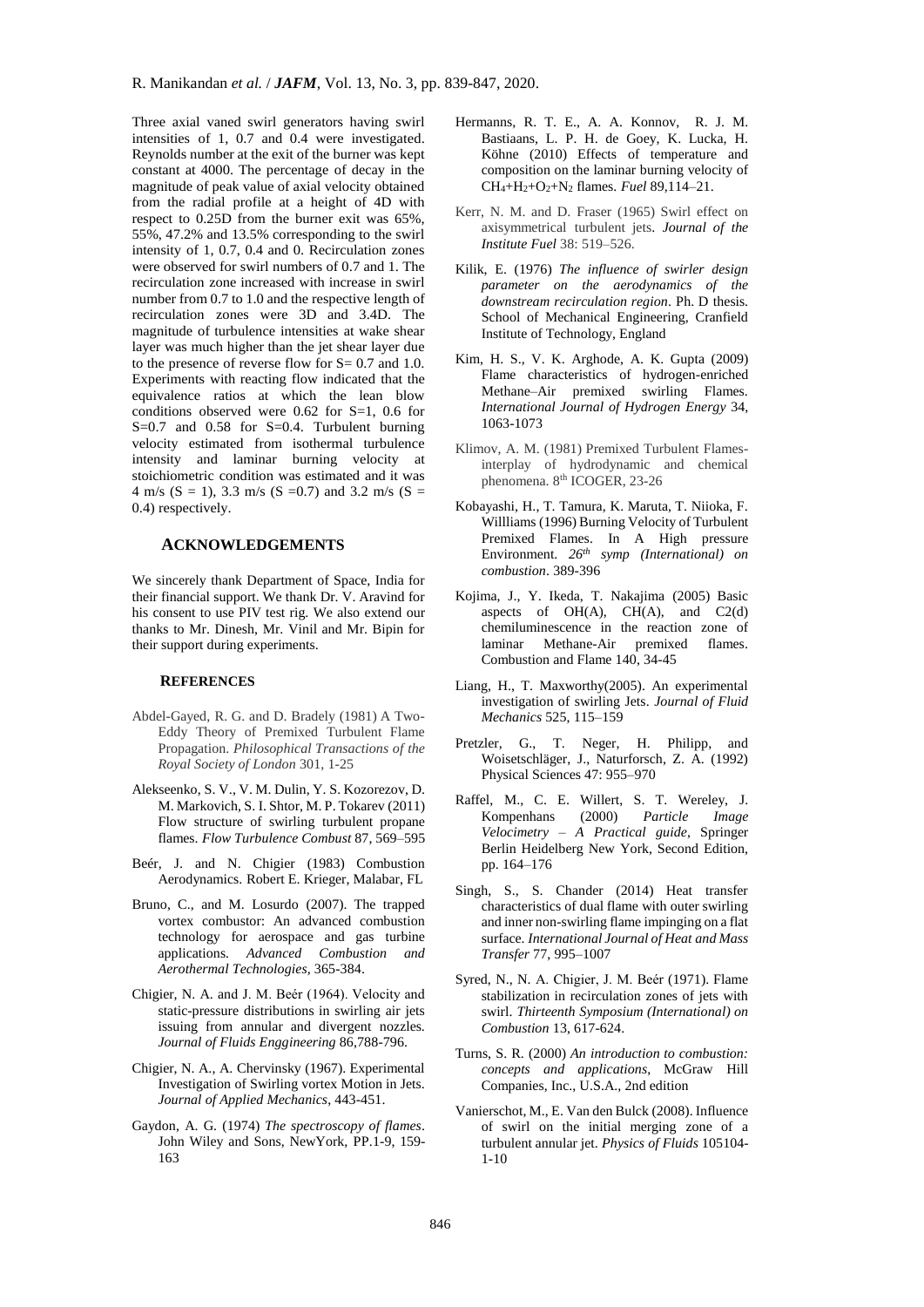Three axial vaned swirl generators having swirl intensities of 1, 0.7 and 0.4 were investigated. Reynolds number at the exit of the burner was kept constant at 4000. The percentage of decay in the magnitude of peak value of axial velocity obtained from the radial profile at a height of 4D with respect to 0.25D from the burner exit was 65%, 55%, 47.2% and 13.5% corresponding to the swirl intensity of 1, 0.7, 0.4 and 0. Recirculation zones were observed for swirl numbers of 0.7 and 1. The recirculation zone increased with increase in swirl number from 0.7 to 1.0 and the respective length of recirculation zones were 3D and 3.4D. The magnitude of turbulence intensities at wake shear layer was much higher than the jet shear layer due to the presence of reverse flow for S= 0.7 and 1.0. Experiments with reacting flow indicated that the equivalence ratios at which the lean blow conditions observed were 0.62 for S=1, 0.6 for S=0.7 and 0.58 for S=0.4. Turbulent burning velocity estimated from isothermal turbulence intensity and laminar burning velocity at stoichiometric condition was estimated and it was 4 m/s (S = 1), 3.3 m/s (S =0.7) and 3.2 m/s (S = 0.4) respectively.

## ACKNOWLEDGEMENTS

We sincerely thank Department of Space, India for their financial support. We thank Dr. V. Aravind for his consent to use PIV test rig. We also extend our thanks to Mr. Dinesh, Mr. Vinil and Mr. Bipin for their support during experiments.

## REFERENCES

Abdel-Gayed, R. G. and D. Bradely (1981) A Two-Eddy Theory of Premixed Turbulent Flame Propagation. *Philosophical Transactions of the Royal Society of London* 301, 1-25

Alekseenko, S. V., V. M. Dulin, Y. S. Kozorezov, D. M. Markovich, S. I. Shtor, M. P. Tokarev (2011) Flow structure of swirling turbulent propane flames. *Flow Turbulence Combust* 87, 569–595

Beér, J. and N. Chigier (1983) Combustion Aerodynamics. Robert E. Krieger, Malabar, FL

Bruno, C., and M. Losurdo (2007). The trapped vortex combustor: An advanced combustion technology for aerospace and gas turbine applications. *Advanced Combustion and Aerothermal Technologies*, 365-384.

Chigier, N. A. and J. M. Beér (1964). Velocity and static-pressure distributions in swirling air jets issuing from annular and divergent nozzles. *Journal of Fluids Enggineering* 86,788-796.

Chigier, N. A., A. Chervinsky (1967). Experimental Investigation of Swirling vortex Motion in Jets. *Journal of Applied Mechanics*, 443-451.

Gaydon, A. G. (1974) *The spectroscopy of flames*. John Wiley and Sons, NewYork, PP.1-9, 159-163

Hermanns, R. T. E., A. A. Konnov, R. J. M. Bastiaans, L. P. H. de Goey, K. Lucka, H. Köhne (2010) Effects of temperature and composition on the laminar burning velocity of $CH_4$+$H_2$+$O_2$+$N_2$ flames. *Fuel* 89,114–21.

Kerr, N. M. and D. Fraser (1965) Swirl effect on axisymmetrical turbulent jets. *Journal of the Institute Fuel* 38: 519–526.

Kilik, E. (1976) *The influence of swirler design parameter on the aerodynamics of the downstream recirculation region*. Ph. D thesis. School of Mechanical Engineering, Cranfield Institute of Technology, England

Kim, H. S., V. K. Arghode, A. K. Gupta (2009) Flame characteristics of hydrogen-enriched Methane–Air premixed swirling Flames. *International Journal of Hydrogen Energy* 34, 1063-1073

Klimov, A. M. (1981) Premixed Turbulent Flames-interplay of hydrodynamic and chemical phenomena. 8th ICOGER, 23-26

Kobayashi, H., T. Tamura, K. Maruta, T. Niioka, F. Willliams (1996) Burning Velocity of Turbulent Premixed Flames. In A High pressure Environment. *26th symp (International) on combustion*. 389-396

Kojima, J., Y. Ikeda, T. Nakajima (2005) Basic aspects of OH(A), CH(A), and C2(d) chemiluminescence in the reaction zone of laminar Methane-Air premixed flames. Combustion and Flame 140, 34-45

Liang, H., T. Maxworthy(2005). An experimental investigation of swirling Jets. *Journal of Fluid Mechanics* 525, 115–159

Pretzler, G., T. Neger, H. Philipp, and Woisetschläger, J., Naturforsch, Z. A. (1992) Physical Sciences 47: 955–970

Raffel, M., C. E. Willert, S. T. Wereley, J. Kompenhans (2000) *Particle Image Velocimetry – A Practical guide*, Springer Berlin Heidelberg New York, Second Edition, pp. 164–176

Singh, S., S. Chander (2014) Heat transfer characteristics of dual flame with outer swirling and inner non-swirling flame impinging on a flat surface. *International Journal of Heat and Mass Transfer* 77, 995–1007

Syred, N., N. A. Chigier, J. M. Beér (1971). Flame stabilization in recirculation zones of jets with swirl. *Thirteenth Symposium (International) on Combustion* 13, 617-624.

Turns, S. R. (2000) *An introduction to combustion: concepts and applications*, McGraw Hill Companies, Inc., U.S.A., 2nd edition

Vanierschot, M., E. Van den Bulck (2008). Influence of swirl on the initial merging zone of a turbulent annular jet. *Physics of Fluids* 105104-1-10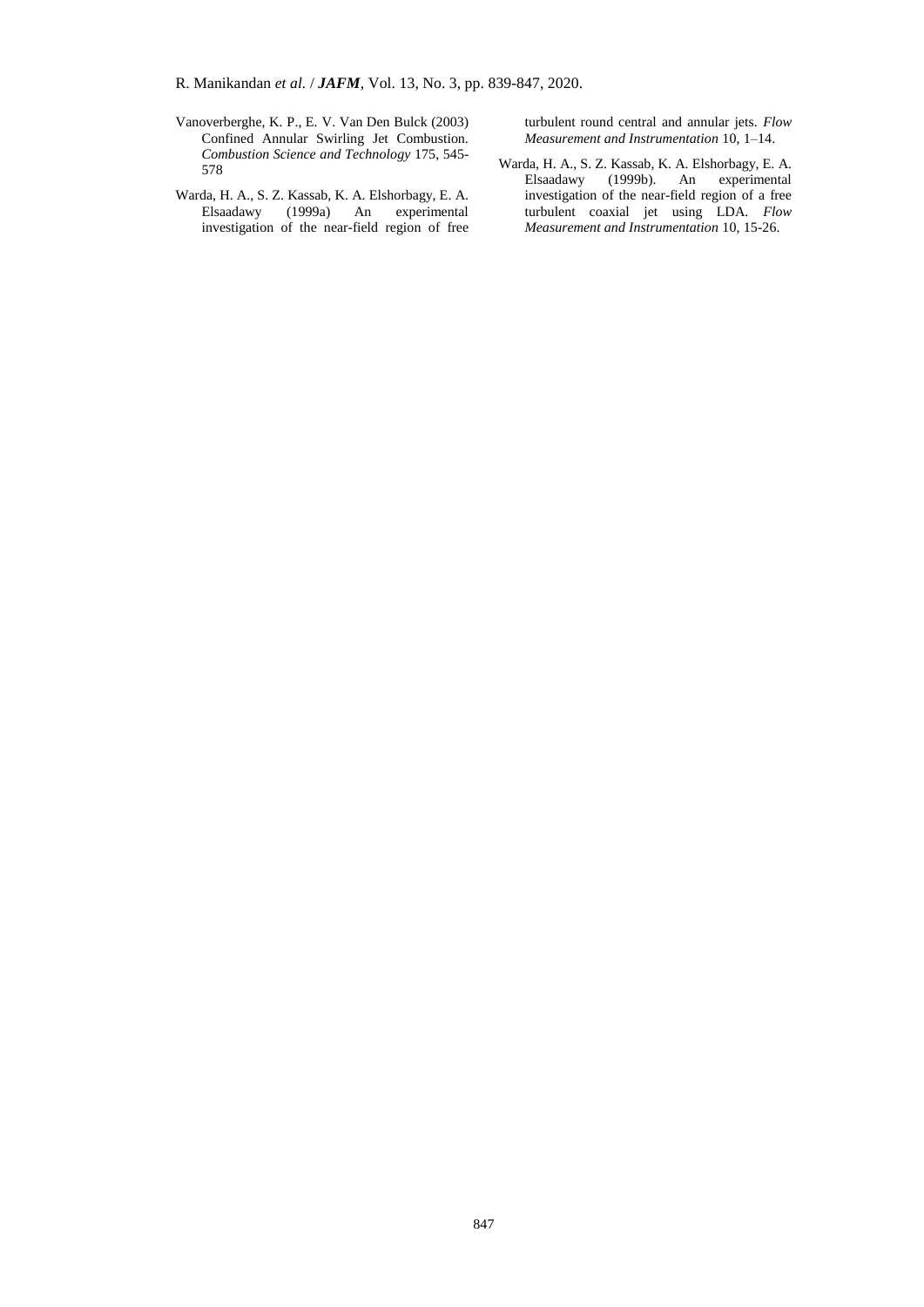Vanoverberghe, K. P., E. V. Van Den Bulck (2003) Confined Annular Swirling Jet Combustion. *Combustion Science and Technology* 175, 545-578

Warda, H. A., S. Z. Kassab, K. A. Elshorbagy, E. A. Elsaadawy (1999a) An experimental investigation of the near-field region of free turbulent round central and annular jets. *Flow Measurement and Instrumentation* 10, 1–14.

Warda, H. A., S. Z. Kassab, K. A. Elshorbagy, E. A. Elsaadawy (1999b). An experimental investigation of the near-field region of a free turbulent coaxial jet using LDA. *Flow Measurement and Instrumentation* 10, 15-26.